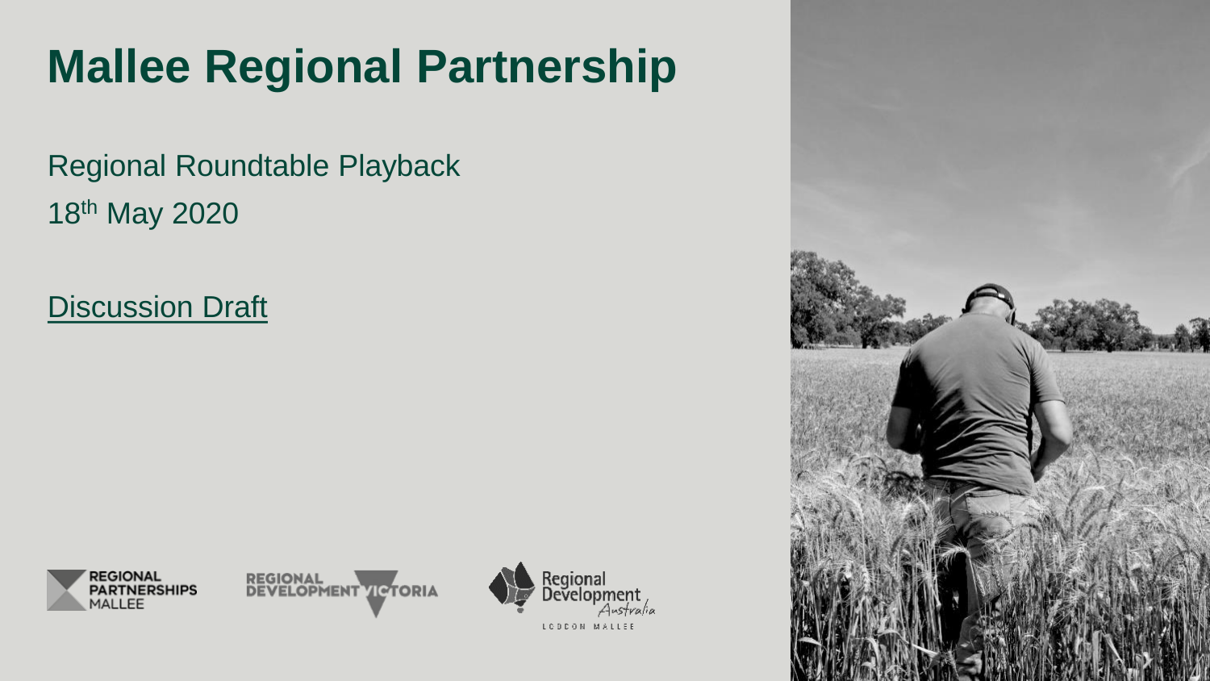# Mallee Regional Partnership

Regional Roundtable Playback

18th May 2020

Discussion Draft

REGIONAL PARTNERSHIPS MALLEE

REGIONAL DEVELOPMENT VICTORIA

Regional Development Australia LODDON MALLEE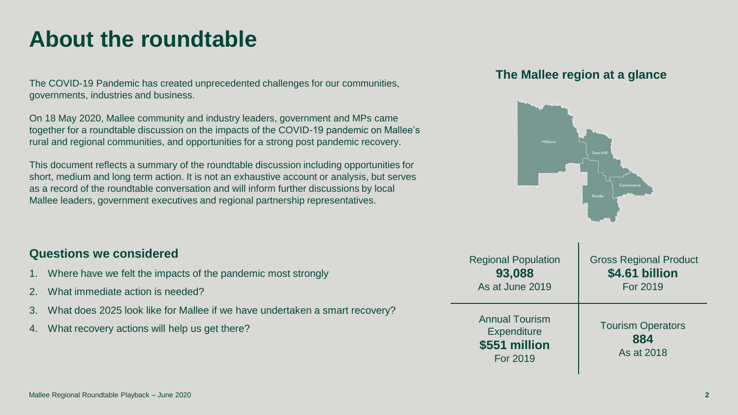# About the roundtable

The COVID-19 Pandemic has created unprecedented challenges for our communities, governments, industries and business.

On 18 May 2020, Mallee community and industry leaders, government and MPs came together for a roundtable discussion on the impacts of the COVID-19 pandemic on Mallee's rural and regional communities, and opportunities for a strong post pandemic recovery.

This document reflects a summary of the roundtable discussion including opportunities for short, medium and long term action. It is not an exhaustive account or analysis, but serves as a record of the roundtable conversation and will inform further discussions by local Mallee leaders, government executives and regional partnership representatives.

## Questions we considered

1. Where have we felt the impacts of the pandemic most strongly
2. What immediate action is needed?
3. What does 2025 look like for Mallee if we have undertaken a smart recovery?
4. What recovery actions will help us get there?

## The Mallee region at a glance

Mildura
Swan Hill
Gannawarra
Buloke

| | |
|---|---|
| Regional Population **93,088** As at June 2019 | Gross Regional Product **$4.61 billion** For 2019 |
| Annual Tourism Expenditure **$551 million** For 2019 | Tourism Operators **884** As at 2018 |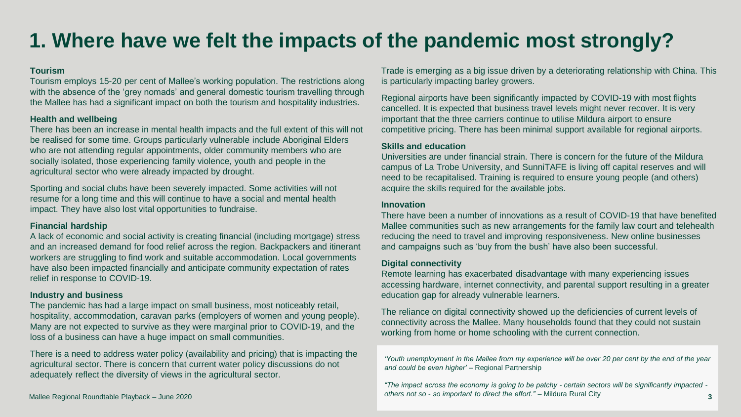# 1. Where have we felt the impacts of the pandemic most strongly?

**Tourism**

Tourism employs 15-20 per cent of Mallee's working population. The restrictions along with the absence of the 'grey nomads' and general domestic tourism travelling through the Mallee has had a significant impact on both the tourism and hospitality industries.

**Health and wellbeing**

There has been an increase in mental health impacts and the full extent of this will not be realised for some time. Groups particularly vulnerable include Aboriginal Elders who are not attending regular appointments, older community members who are socially isolated, those experiencing family violence, youth and people in the agricultural sector who were already impacted by drought.

Sporting and social clubs have been severely impacted. Some activities will not resume for a long time and this will continue to have a social and mental health impact. They have also lost vital opportunities to fundraise.

**Financial hardship**

A lack of economic and social activity is creating financial (including mortgage) stress and an increased demand for food relief across the region. Backpackers and itinerant workers are struggling to find work and suitable accommodation. Local governments have also been impacted financially and anticipate community expectation of rates relief in response to COVID-19.

**Industry and business**

The pandemic has had a large impact on small business, most noticeably retail, hospitality, accommodation, caravan parks (employers of women and young people). Many are not expected to survive as they were marginal prior to COVID-19, and the loss of a business can have a huge impact on small communities.

There is a need to address water policy (availability and pricing) that is impacting the agricultural sector. There is concern that current water policy discussions do not adequately reflect the diversity of views in the agricultural sector.

Trade is emerging as a big issue driven by a deteriorating relationship with China. This is particularly impacting barley growers.

Regional airports have been significantly impacted by COVID-19 with most flights cancelled. It is expected that business travel levels might never recover. It is very important that the three carriers continue to utilise Mildura airport to ensure competitive pricing. There has been minimal support available for regional airports.

**Skills and education**

Universities are under financial strain. There is concern for the future of the Mildura campus of La Trobe University, and SunniTAFE is living off capital reserves and will need to be recapitalised. Training is required to ensure young people (and others) acquire the skills required for the available jobs.

**Innovation**

There have been a number of innovations as a result of COVID-19 that have benefited Mallee communities such as new arrangements for the family law court and telehealth reducing the need to travel and improving responsiveness. New online businesses and campaigns such as 'buy from the bush' have also been successful.

**Digital connectivity**

Remote learning has exacerbated disadvantage with many experiencing issues accessing hardware, internet connectivity, and parental support resulting in a greater education gap for already vulnerable learners.

The reliance on digital connectivity showed up the deficiencies of current levels of connectivity across the Mallee. Many households found that they could not sustain working from home or home schooling with the current connection.

*'Youth unemployment in the Mallee from my experience will be over 20 per cent by the end of the year and could be even higher'* – Regional Partnership

*"The impact across the economy is going to be patchy - certain sectors will be significantly impacted - others not so - so important to direct the effort."* – Mildura Rural City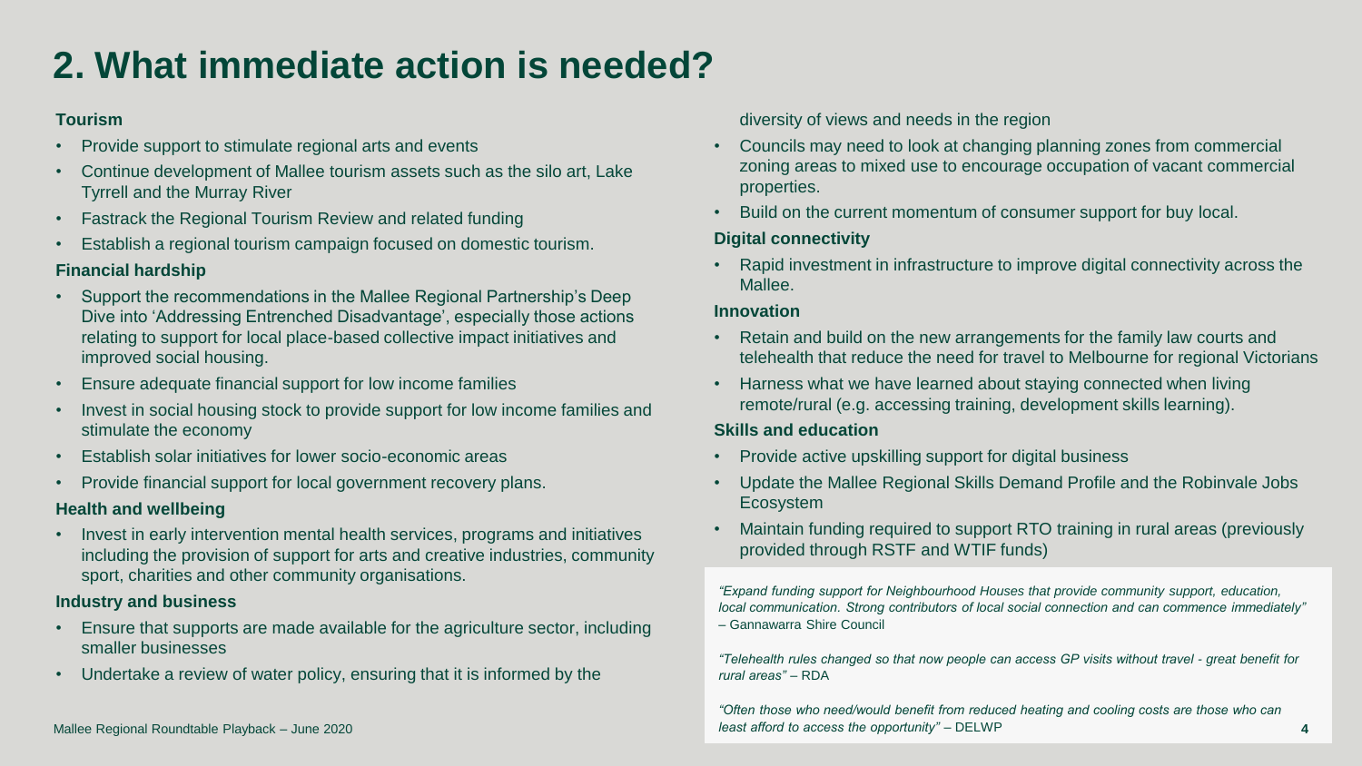# 2. What immediate action is needed?

**Tourism**

- Provide support to stimulate regional arts and events
- Continue development of Mallee tourism assets such as the silo art, Lake Tyrrell and the Murray River
- Fastrack the Regional Tourism Review and related funding
- Establish a regional tourism campaign focused on domestic tourism.

**Financial hardship**

- Support the recommendations in the Mallee Regional Partnership's Deep Dive into 'Addressing Entrenched Disadvantage', especially those actions relating to support for local place-based collective impact initiatives and improved social housing.
- Ensure adequate financial support for low income families
- Invest in social housing stock to provide support for low income families and stimulate the economy
- Establish solar initiatives for lower socio-economic areas
- Provide financial support for local government recovery plans.

**Health and wellbeing**

- Invest in early intervention mental health services, programs and initiatives including the provision of support for arts and creative industries, community sport, charities and other community organisations.

**Industry and business**

- Ensure that supports are made available for the agriculture sector, including smaller businesses
- Undertake a review of water policy, ensuring that it is informed by the diversity of views and needs in the region
- Councils may need to look at changing planning zones from commercial zoning areas to mixed use to encourage occupation of vacant commercial properties.
- Build on the current momentum of consumer support for buy local.

**Digital connectivity**

- Rapid investment in infrastructure to improve digital connectivity across the Mallee.

**Innovation**

- Retain and build on the new arrangements for the family law courts and telehealth that reduce the need for travel to Melbourne for regional Victorians
- Harness what we have learned about staying connected when living remote/rural (e.g. accessing training, development skills learning).

**Skills and education**

- Provide active upskilling support for digital business
- Update the Mallee Regional Skills Demand Profile and the Robinvale Jobs Ecosystem
- Maintain funding required to support RTO training in rural areas (previously provided through RSTF and WTIF funds)

*"Expand funding support for Neighbourhood Houses that provide community support, education, local communication. Strong contributors of local social connection and can commence immediately"* – Gannawarra Shire Council

*"Telehealth rules changed so that now people can access GP visits without travel - great benefit for rural areas"* – RDA

*"Often those who need/would benefit from reduced heating and cooling costs are those who can least afford to access the opportunity"* – DELWP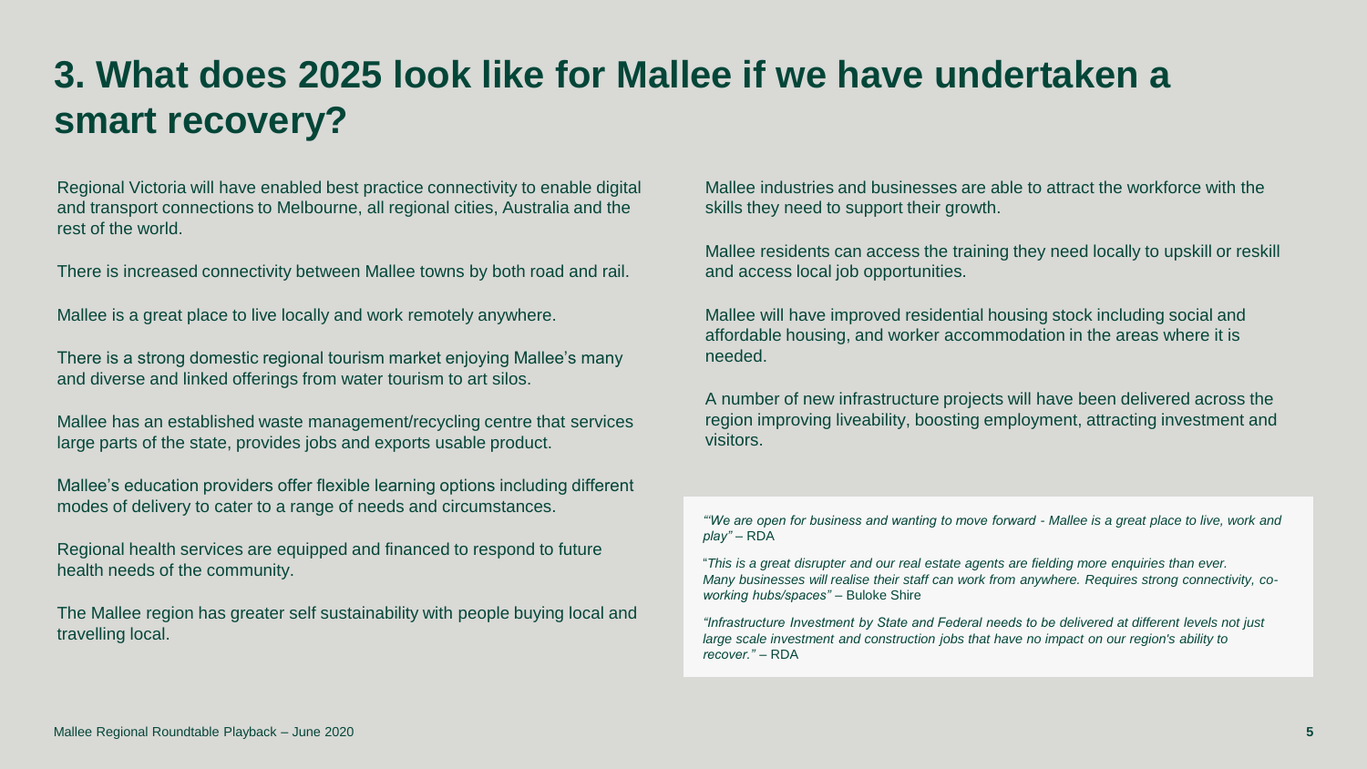# 3. What does 2025 look like for Mallee if we have undertaken a smart recovery?

Regional Victoria will have enabled best practice connectivity to enable digital and transport connections to Melbourne, all regional cities, Australia and the rest of the world.

There is increased connectivity between Mallee towns by both road and rail.

Mallee is a great place to live locally and work remotely anywhere.

There is a strong domestic regional tourism market enjoying Mallee's many and diverse and linked offerings from water tourism to art silos.

Mallee has an established waste management/recycling centre that services large parts of the state, provides jobs and exports usable product.

Mallee's education providers offer flexible learning options including different modes of delivery to cater to a range of needs and circumstances.

Regional health services are equipped and financed to respond to future health needs of the community.

The Mallee region has greater self sustainability with people buying local and travelling local.

Mallee industries and businesses are able to attract the workforce with the skills they need to support their growth.

Mallee residents can access the training they need locally to upskill or reskill and access local job opportunities.

Mallee will have improved residential housing stock including social and affordable housing, and worker accommodation in the areas where it is needed.

A number of new infrastructure projects will have been delivered across the region improving liveability, boosting employment, attracting investment and visitors.

*"'We are open for business and wanting to move forward - Mallee is a great place to live, work and play"* – RDA

"*This is a great disrupter and our real estate agents are fielding more enquiries than ever. Many businesses will realise their staff can work from anywhere. Requires strong connectivity, co-working hubs/spaces"* – Buloke Shire

*"Infrastructure Investment by State and Federal needs to be delivered at different levels not just large scale investment and construction jobs that have no impact on our region's ability to recover."* – RDA

Mallee Regional Roundtable Playback – June 2020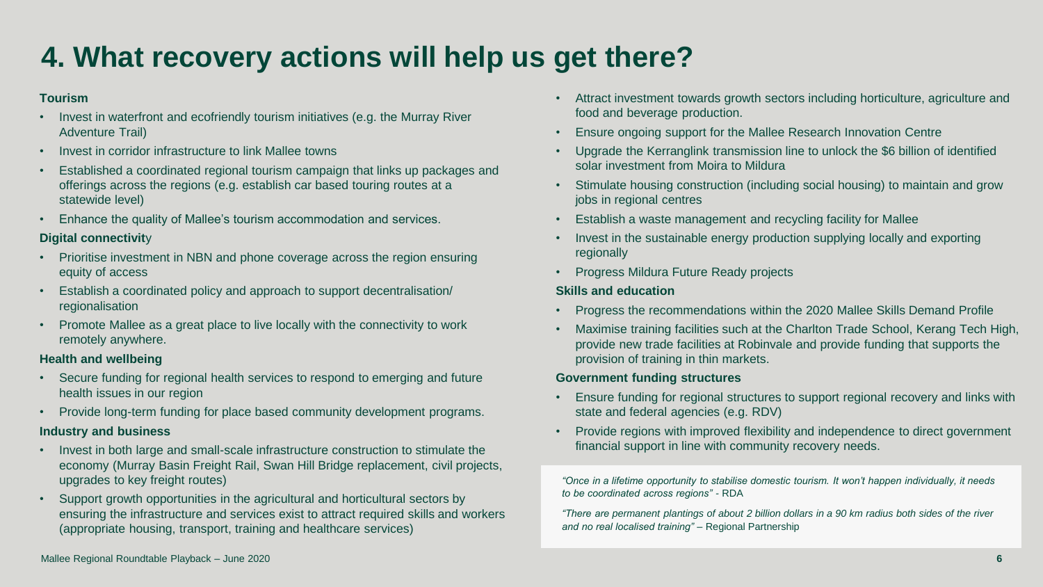# 4. What recovery actions will help us get there?

**Tourism**

- Invest in waterfront and ecofriendly tourism initiatives (e.g. the Murray River Adventure Trail)
- Invest in corridor infrastructure to link Mallee towns
- Established a coordinated regional tourism campaign that links up packages and offerings across the regions (e.g. establish car based touring routes at a statewide level)
- Enhance the quality of Mallee's tourism accommodation and services.

**Digital connectivity**

- Prioritise investment in NBN and phone coverage across the region ensuring equity of access
- Establish a coordinated policy and approach to support decentralisation/ regionalisation
- Promote Mallee as a great place to live locally with the connectivity to work remotely anywhere.

**Health and wellbeing**

- Secure funding for regional health services to respond to emerging and future health issues in our region
- Provide long-term funding for place based community development programs.

**Industry and business**

- Invest in both large and small-scale infrastructure construction to stimulate the economy (Murray Basin Freight Rail, Swan Hill Bridge replacement, civil projects, upgrades to key freight routes)
- Support growth opportunities in the agricultural and horticultural sectors by ensuring the infrastructure and services exist to attract required skills and workers (appropriate housing, transport, training and healthcare services)
- Attract investment towards growth sectors including horticulture, agriculture and food and beverage production.
- Ensure ongoing support for the Mallee Research Innovation Centre
- Upgrade the Kerranglink transmission line to unlock the $6 billion of identified solar investment from Moira to Mildura
- Stimulate housing construction (including social housing) to maintain and grow jobs in regional centres
- Establish a waste management and recycling facility for Mallee
- Invest in the sustainable energy production supplying locally and exporting regionally
- Progress Mildura Future Ready projects

**Skills and education**

- Progress the recommendations within the 2020 Mallee Skills Demand Profile
- Maximise training facilities such at the Charlton Trade School, Kerang Tech High, provide new trade facilities at Robinvale and provide funding that supports the provision of training in thin markets.

**Government funding structures**

- Ensure funding for regional structures to support regional recovery and links with state and federal agencies (e.g. RDV)
- Provide regions with improved flexibility and independence to direct government financial support in line with community recovery needs.

*"Once in a lifetime opportunity to stabilise domestic tourism. It won't happen individually, it needs to be coordinated across regions"* - RDA

*"There are permanent plantings of about 2 billion dollars in a 90 km radius both sides of the river and no real localised training"* – Regional Partnership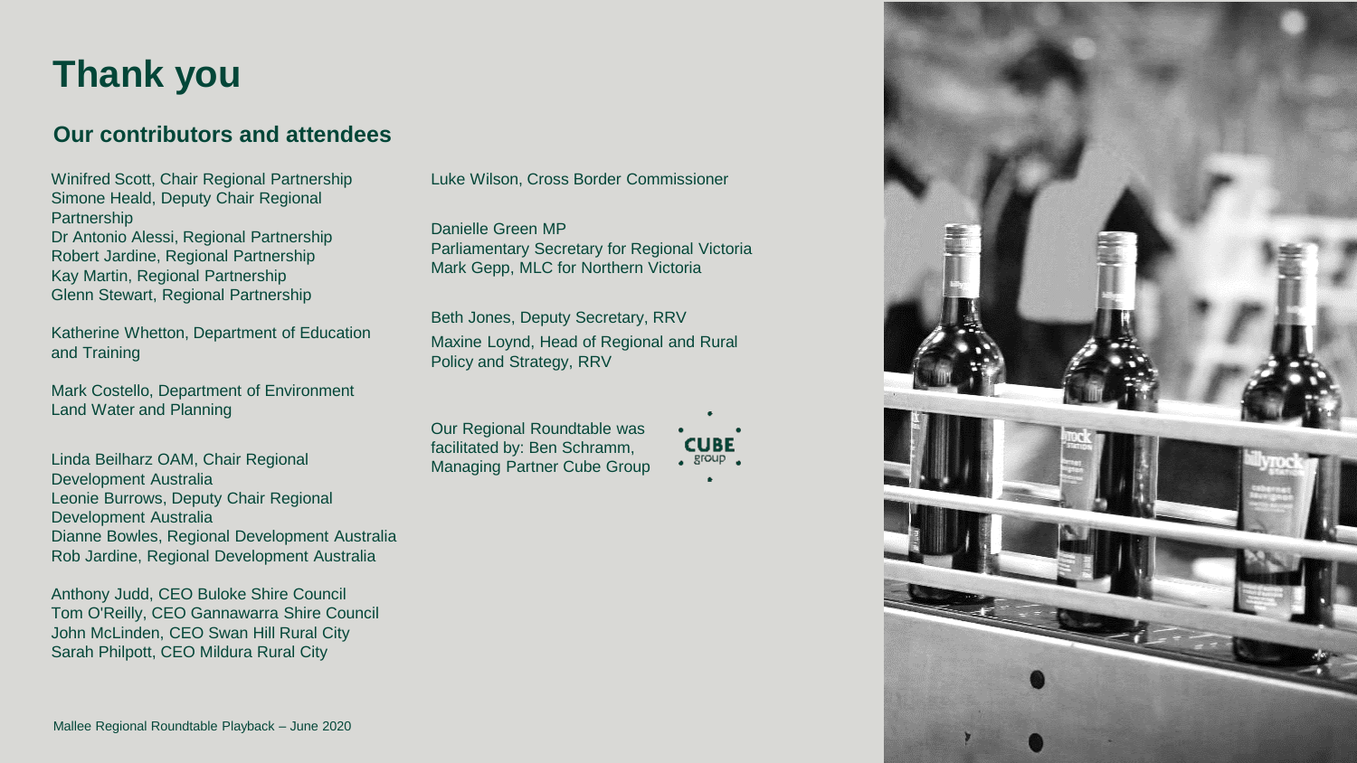# Thank you

## Our contributors and attendees

Winifred Scott, Chair Regional Partnership
Simone Heald, Deputy Chair Regional Partnership
Dr Antonio Alessi, Regional Partnership
Robert Jardine, Regional Partnership
Kay Martin, Regional Partnership
Glenn Stewart, Regional Partnership

Katherine Whetton, Department of Education and Training

Mark Costello, Department of Environment Land Water and Planning

Linda Beilharz OAM, Chair Regional Development Australia
Leonie Burrows, Deputy Chair Regional Development Australia
Dianne Bowles, Regional Development Australia
Rob Jardine, Regional Development Australia

Anthony Judd, CEO Buloke Shire Council
Tom O'Reilly, CEO Gannawarra Shire Council
John McLinden, CEO Swan Hill Rural City
Sarah Philpott, CEO Mildura Rural City

Luke Wilson, Cross Border Commissioner

Danielle Green MP
Parliamentary Secretary for Regional Victoria
Mark Gepp, MLC for Northern Victoria

Beth Jones, Deputy Secretary, RRV
Maxine Loynd, Head of Regional and Rural Policy and Strategy, RRV

Our Regional Roundtable was facilitated by: Ben Schramm, Managing Partner Cube Group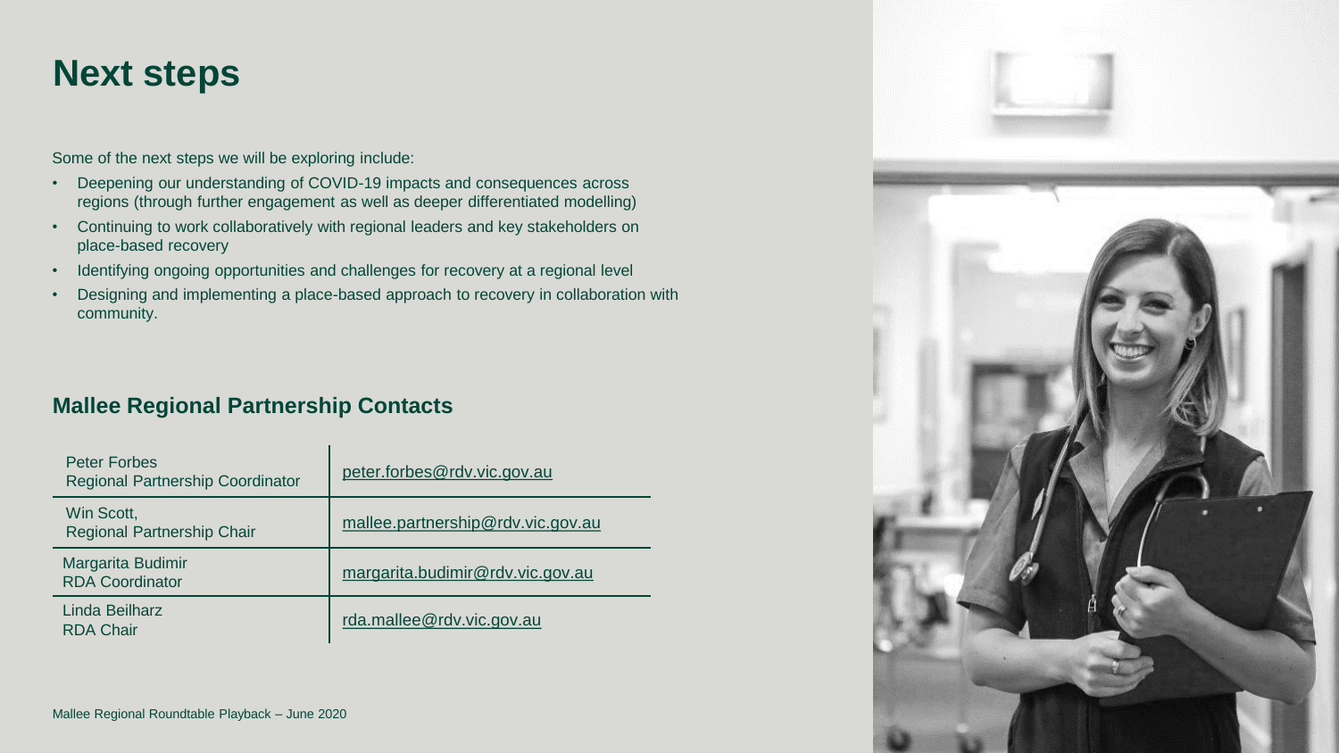# Next steps

Some of the next steps we will be exploring include:

- Deepening our understanding of COVID-19 impacts and consequences across regions (through further engagement as well as deeper differentiated modelling)
- Continuing to work collaboratively with regional leaders and key stakeholders on place-based recovery
- Identifying ongoing opportunities and challenges for recovery at a regional level
- Designing and implementing a place-based approach to recovery in collaboration with community.

## Mallee Regional Partnership Contacts

| | |
|---|---|
| Peter Forbes<br>Regional Partnership Coordinator | peter.forbes@rdv.vic.gov.au |
| Win Scott,<br>Regional Partnership Chair | mallee.partnership@rdv.vic.gov.au |
| Margarita Budimir<br>RDA Coordinator | margarita.budimir@rdv.vic.gov.au |
| Linda Beilharz<br>RDA Chair | rda.mallee@rdv.vic.gov.au |